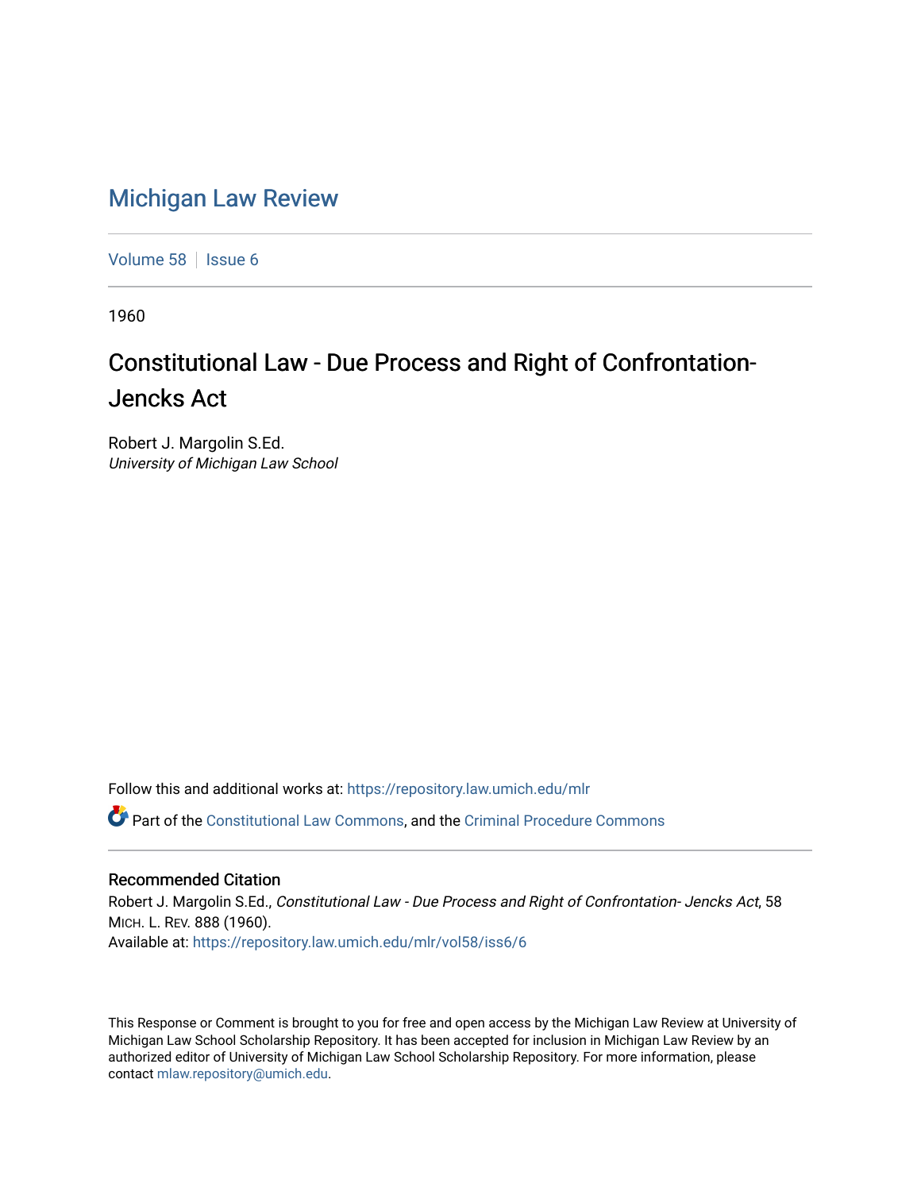# Michigan Law Review

Volume 58 | Issue 6

1960

## Constitutional Law - Due Process and Right of Confrontation- Jencks Act

Robert J. Margolin S.Ed.
*University of Michigan Law School*

Follow this and additional works at: https://repository.law.umich.edu/mlr

Part of the Constitutional Law Commons, and the Criminal Procedure Commons

### Recommended Citation

Robert J. Margolin S.Ed., *Constitutional Law - Due Process and Right of Confrontation- Jencks Act*, 58 MICH. L. REV. 888 (1960).
Available at: https://repository.law.umich.edu/mlr/vol58/iss6/6

This Response or Comment is brought to you for free and open access by the Michigan Law Review at University of Michigan Law School Scholarship Repository. It has been accepted for inclusion in Michigan Law Review by an authorized editor of University of Michigan Law School Scholarship Repository. For more information, please contact mlaw.repository@umich.edu.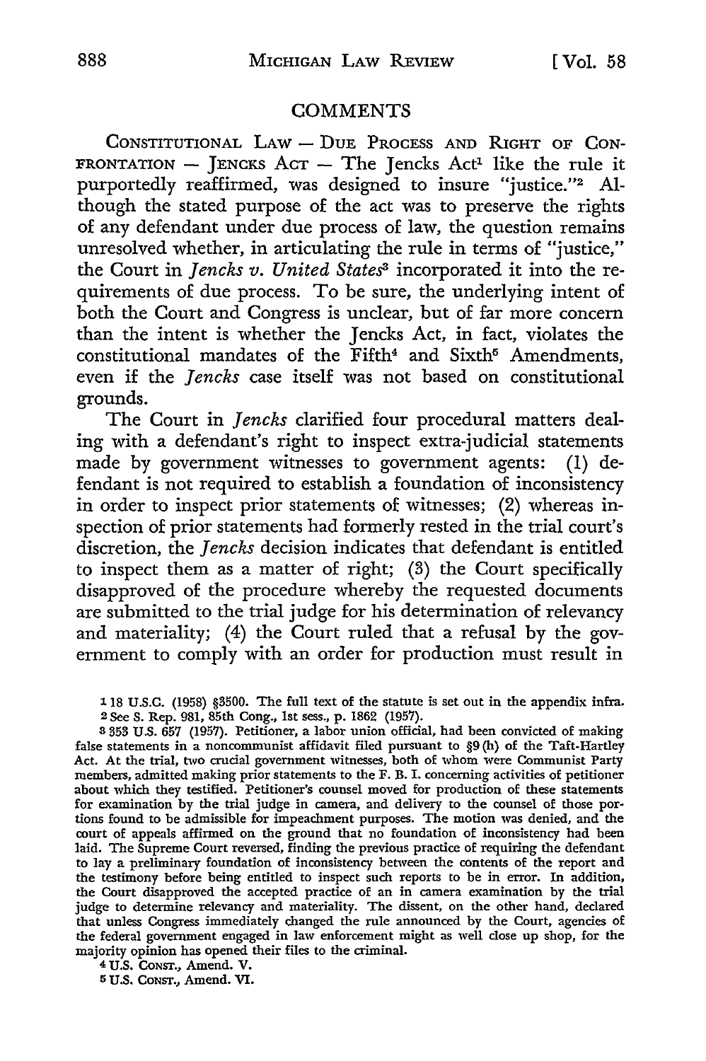## COMMENTS

CONSTITUTIONAL LAW — DUE PROCESS AND RIGHT OF CONFRONTATION — JENCKS ACT — The Jencks Act[1] like the rule it purportedly reaffirmed, was designed to insure "justice."[2] Although the stated purpose of the act was to preserve the rights of any defendant under due process of law, the question remains unresolved whether, in articulating the rule in terms of "justice," the Court in *Jencks v. United States*[3] incorporated it into the requirements of due process. To be sure, the underlying intent of both the Court and Congress is unclear, but of far more concern than the intent is whether the Jencks Act, in fact, violates the constitutional mandates of the Fifth[4] and Sixth[5] Amendments, even if the *Jencks* case itself was not based on constitutional grounds.

The Court in *Jencks* clarified four procedural matters dealing with a defendant's right to inspect extra-judicial statements made by government witnesses to government agents: (1) defendant is not required to establish a foundation of inconsistency in order to inspect prior statements of witnesses; (2) whereas inspection of prior statements had formerly rested in the trial court's discretion, the *Jencks* decision indicates that defendant is entitled to inspect them as a matter of right; (3) the Court specifically disapproved of the procedure whereby the requested documents are submitted to the trial judge for his determination of relevancy and materiality; (4) the Court ruled that a refusal by the government to comply with an order for production must result in

---

[1] 18 U.S.C. (1958) §3500. The full text of the statute is set out in the appendix infra.

[2] See S. Rep. 981, 85th Cong., 1st sess., p. 1862 (1957).

[3] 353 U.S. 657 (1957). Petitioner, a labor union official, had been convicted of making false statements in a noncommunist affidavit filed pursuant to §9(h) of the Taft-Hartley Act. At the trial, two crucial government witnesses, both of whom were Communist Party members, admitted making prior statements to the F. B. I. concerning activities of petitioner about which they testified. Petitioner's counsel moved for production of these statements for examination by the trial judge in camera, and delivery to the counsel of those portions found to be admissible for impeachment purposes. The motion was denied, and the court of appeals affirmed on the ground that no foundation of inconsistency had been laid. The Supreme Court reversed, finding the previous practice of requiring the defendant to lay a preliminary foundation of inconsistency between the contents of the report and the testimony before being entitled to inspect such reports to be in error. In addition, the Court disapproved the accepted practice of an in camera examination by the trial judge to determine relevancy and materiality. The dissent, on the other hand, declared that unless Congress immediately changed the rule announced by the Court, agencies of the federal government engaged in law enforcement might as well close up shop, for the majority opinion has opened their files to the criminal.

[4] U.S. CONST., Amend. V.

[5] U.S. CONST., Amend. VI.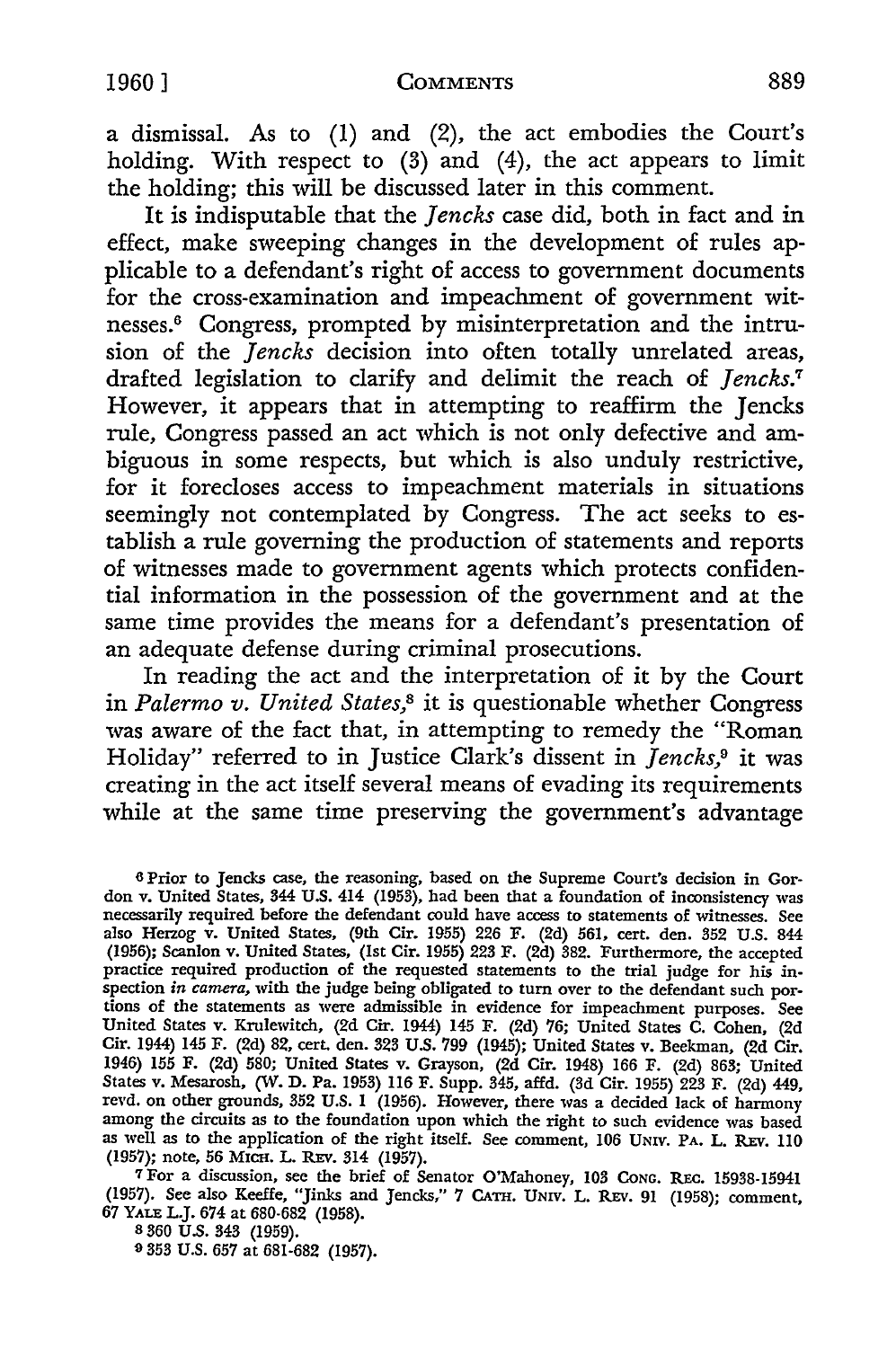a dismissal. As to (1) and (2), the act embodies the Court's holding. With respect to (3) and (4), the act appears to limit the holding; this will be discussed later in this comment.

It is indisputable that the *Jencks* case did, both in fact and in effect, make sweeping changes in the development of rules applicable to a defendant's right of access to government documents for the cross-examination and impeachment of government witnesses.[6] Congress, prompted by misinterpretation and the intrusion of the *Jencks* decision into often totally unrelated areas, drafted legislation to clarify and delimit the reach of *Jencks*.[7] However, it appears that in attempting to reaffirm the Jencks rule, Congress passed an act which is not only defective and ambiguous in some respects, but which is also unduly restrictive, for it forecloses access to impeachment materials in situations seemingly not contemplated by Congress. The act seeks to establish a rule governing the production of statements and reports of witnesses made to government agents which protects confidential information in the possession of the government and at the same time provides the means for a defendant's presentation of an adequate defense during criminal prosecutions.

In reading the act and the interpretation of it by the Court in *Palermo v. United States*,[8] it is questionable whether Congress was aware of the fact that, in attempting to remedy the "Roman Holiday" referred to in Justice Clark's dissent in *Jencks*,[9] it was creating in the act itself several means of evading its requirements while at the same time preserving the government's advantage

---

[6] Prior to Jencks case, the reasoning, based on the Supreme Court's decision in Gordon v. United States, 344 U.S. 414 (1953), had been that a foundation of inconsistency was necessarily required before the defendant could have access to statements of witnesses. See also Herzog v. United States, (9th Cir. 1955) 226 F. (2d) 561, cert. den. 352 U.S. 844 (1956); Scanlon v. United States, (1st Cir. 1955) 223 F. (2d) 382. Furthermore, the accepted practice required production of the requested statements to the trial judge for his inspection *in camera*, with the judge being obligated to turn over to the defendant such portions of the statements as were admissible in evidence for impeachment purposes. See United States v. Krulewitch, (2d Cir. 1944) 145 F. (2d) 76; United States C. Cohen, (2d Cir. 1944) 145 F. (2d) 82, cert. den. 323 U.S. 799 (1945); United States v. Beekman, (2d Cir. 1946) 155 F. (2d) 580; United States v. Grayson, (2d Cir. 1948) 166 F. (2d) 863; United States v. Mesarosh, (W. D. Pa. 1953) 116 F. Supp. 345, affd. (3d Cir. 1955) 223 F. (2d) 449, revd. on other grounds, 352 U.S. 1 (1956). However, there was a decided lack of harmony among the circuits as to the foundation upon which the right to such evidence was based as well as to the application of the right itself. See comment, 106 UNIV. PA. L. REV. 110 (1957); note, 56 MICH. L. REV. 314 (1957).

[7] For a discussion, see the brief of Senator O'Mahoney, 103 CONG. REC. 15938-15941 (1957). See also Keeffe, "Jinks and Jencks," 7 CATH. UNIV. L. REV. 91 (1958); comment, 67 YALE L.J. 674 at 680-682 (1958).

[8] 360 U.S. 343 (1959).

[9] 353 U.S. 657 at 681-682 (1957).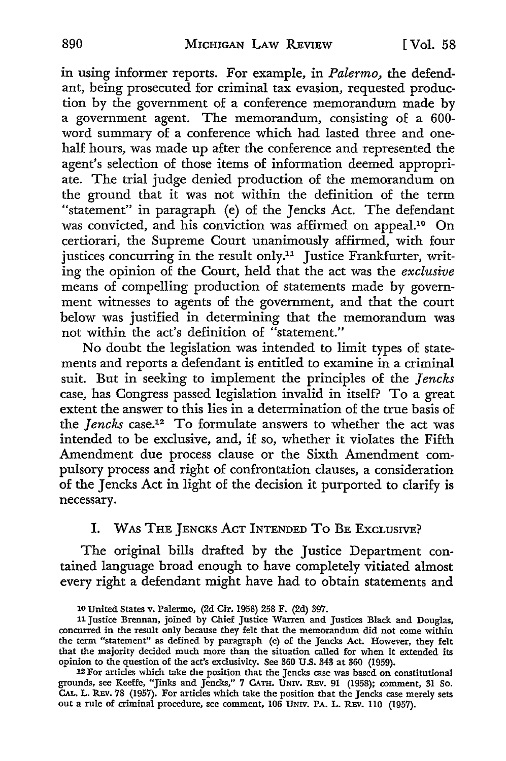in using informer reports. For example, in *Palermo,* the defendant, being prosecuted for criminal tax evasion, requested production by the government of a conference memorandum made by a government agent. The memorandum, consisting of a 600-word summary of a conference which had lasted three and one-half hours, was made up after the conference and represented the agent's selection of those items of information deemed appropriate. The trial judge denied production of the memorandum on the ground that it was not within the definition of the term "statement" in paragraph (e) of the Jencks Act. The defendant was convicted, and his conviction was affirmed on appeal.[10] On certiorari, the Supreme Court unanimously affirmed, with four justices concurring in the result only.[11] Justice Frankfurter, writing the opinion of the Court, held that the act was the *exclusive* means of compelling production of statements made by government witnesses to agents of the government, and that the court below was justified in determining that the memorandum was not within the act's definition of "statement."

No doubt the legislation was intended to limit types of statements and reports a defendant is entitled to examine in a criminal suit. But in seeking to implement the principles of the *Jencks* case, has Congress passed legislation invalid in itself? To a great extent the answer to this lies in a determination of the true basis of the *Jencks* case.[12] To formulate answers to whether the act was intended to be exclusive, and, if so, whether it violates the Fifth Amendment due process clause or the Sixth Amendment compulsory process and right of confrontation clauses, a consideration of the Jencks Act in light of the decision it purported to clarify is necessary.

## I. Was The Jencks Act Intended To Be Exclusive?

The original bills drafted by the Justice Department contained language broad enough to have completely vitiated almost every right a defendant might have had to obtain statements and

---

[10] United States v. Palermo, (2d Cir. 1958) 258 F. (2d) 397.

[11] Justice Brennan, joined by Chief Justice Warren and Justices Black and Douglas, concurred in the result only because they felt that the memorandum did not come within the term "statement" as defined by paragraph (e) of the Jencks Act. However, they felt that the majority decided much more than the situation called for when it extended its opinion to the question of the act's exclusivity. See 360 U.S. 343 at 360 (1959).

[12] For articles which take the position that the Jencks case was based on constitutional grounds, see Keeffe, "Jinks and Jencks," 7 Cath. Univ. Rev. 91 (1958); comment, 31 So. Cal. L. Rev. 78 (1957). For articles which take the position that the Jencks case merely sets out a rule of criminal procedure, see comment, 106 Univ. Pa. L. Rev. 110 (1957).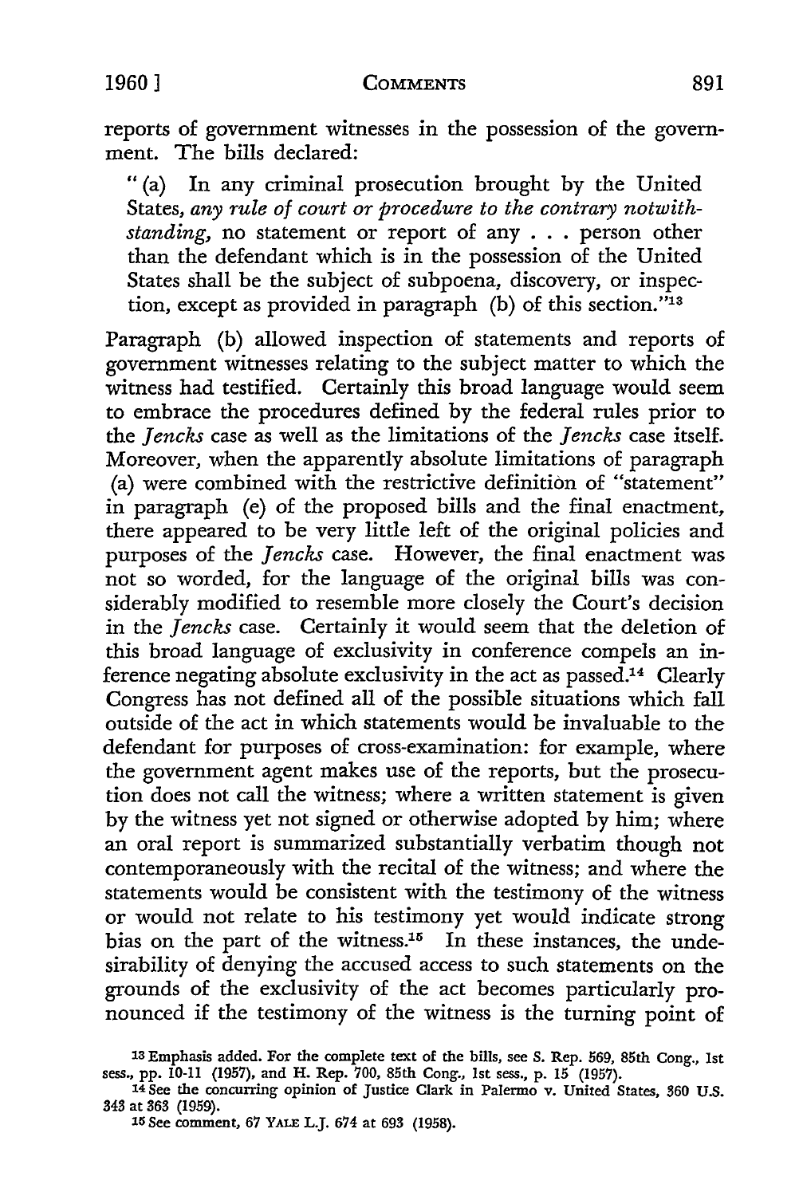reports of government witnesses in the possession of the government. The bills declared:

> "(a) In any criminal prosecution brought by the United States, *any rule of court or procedure to the contrary notwithstanding,* no statement or report of any . . . person other than the defendant which is in the possession of the United States shall be the subject of subpoena, discovery, or inspection, except as provided in paragraph (b) of this section."[13]

Paragraph (b) allowed inspection of statements and reports of government witnesses relating to the subject matter to which the witness had testified. Certainly this broad language would seem to embrace the procedures defined by the federal rules prior to the *Jencks* case as well as the limitations of the *Jencks* case itself. Moreover, when the apparently absolute limitations of paragraph (a) were combined with the restrictive definition of "statement" in paragraph (e) of the proposed bills and the final enactment, there appeared to be very little left of the original policies and purposes of the *Jencks* case. However, the final enactment was not so worded, for the language of the original bills was considerably modified to resemble more closely the Court's decision in the *Jencks* case. Certainly it would seem that the deletion of this broad language of exclusivity in conference compels an inference negating absolute exclusivity in the act as passed.[14] Clearly Congress has not defined all of the possible situations which fall outside of the act in which statements would be invaluable to the defendant for purposes of cross-examination: for example, where the government agent makes use of the reports, but the prosecution does not call the witness; where a written statement is given by the witness yet not signed or otherwise adopted by him; where an oral report is summarized substantially verbatim though not contemporaneously with the recital of the witness; and where the statements would be consistent with the testimony of the witness or would not relate to his testimony yet would indicate strong bias on the part of the witness.[15] In these instances, the undesirability of denying the accused access to such statements on the grounds of the exclusivity of the act becomes particularly pronounced if the testimony of the witness is the turning point of

---

[13] Emphasis added. For the complete text of the bills, see S. Rep. 569, 85th Cong., 1st sess., pp. 10-11 (1957), and H. Rep. 700, 85th Cong., 1st sess., p. 15 (1957).

[14] See the concurring opinion of Justice Clark in Palermo v. United States, 360 U.S. 343 at 363 (1959).

[15] See comment, 67 YALE L.J. 674 at 693 (1958).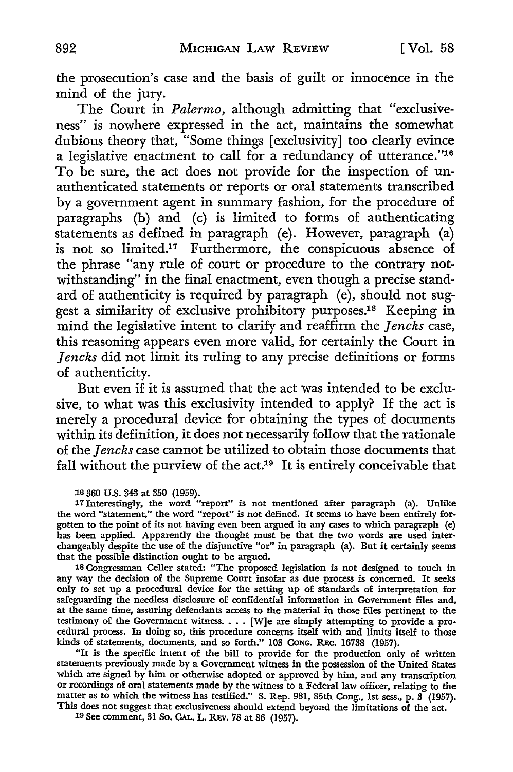the prosecution's case and the basis of guilt or innocence in the mind of the jury.

The Court in *Palermo,* although admitting that "exclusiveness" is nowhere expressed in the act, maintains the somewhat dubious theory that, "Some things [exclusivity] too clearly evince a legislative enactment to call for a redundancy of utterance."[16] To be sure, the act does not provide for the inspection of unauthenticated statements or reports or oral statements transcribed by a government agent in summary fashion, for the procedure of paragraphs (b) and (c) is limited to forms of authenticating statements as defined in paragraph (e). However, paragraph (a) is not so limited.[17] Furthermore, the conspicuous absence of the phrase "any rule of court or procedure to the contrary notwithstanding" in the final enactment, even though a precise standard of authenticity is required by paragraph (e), should not suggest a similarity of exclusive prohibitory purposes.[18] Keeping in mind the legislative intent to clarify and reaffirm the *Jencks* case, this reasoning appears even more valid, for certainly the Court in *Jencks* did not limit its ruling to any precise definitions or forms of authenticity.

But even if it is assumed that the act was intended to be exclusive, to what was this exclusivity intended to apply? If the act is merely a procedural device for obtaining the types of documents within its definition, it does not necessarily follow that the rationale of the *Jencks* case cannot be utilized to obtain those documents that fall without the purview of the act.[19] It is entirely conceivable that

---

[16] 360 U.S. 343 at 350 (1959).

[17] Interestingly, the word "report" is not mentioned after paragraph (a). Unlike the word "statement," the word "report" is not defined. It seems to have been entirely forgotten to the point of its not having even been argued in any cases to which paragraph (e) has been applied. Apparently the thought must be that the two words are used interchangeably despite the use of the disjunctive "or" in paragraph (a). But it certainly seems that the possible distinction ought to be argued.

[18] Congressman Celler stated: "The proposed legislation is not designed to touch in any way the decision of the Supreme Court insofar as due process is concerned. It seeks only to set up a procedural device for the setting up of standards of interpretation for safeguarding the needless disclosure of confidential information in Government files and, at the same time, assuring defendants access to the material in those files pertinent to the testimony of the Government witness. . . . [W]e are simply attempting to provide a procedural process. In doing so, this procedure concerns itself with and limits itself to those kinds of statements, documents, and so forth." 103 CONG. REC. 16738 (1957).

"It is the specific intent of the bill to provide for the production only of written statements previously made by a Government witness in the possession of the United States which are signed by him or otherwise adopted or approved by him, and any transcription or recordings of oral statements made by the witness to a Federal law officer, relating to the matter as to which the witness has testified." S. Rep. 981, 85th Cong., 1st sess., p. 3 (1957). This does not suggest that exclusiveness should extend beyond the limitations of the act.

[19] See comment, 31 So. CAL. L. REV. 78 at 86 (1957).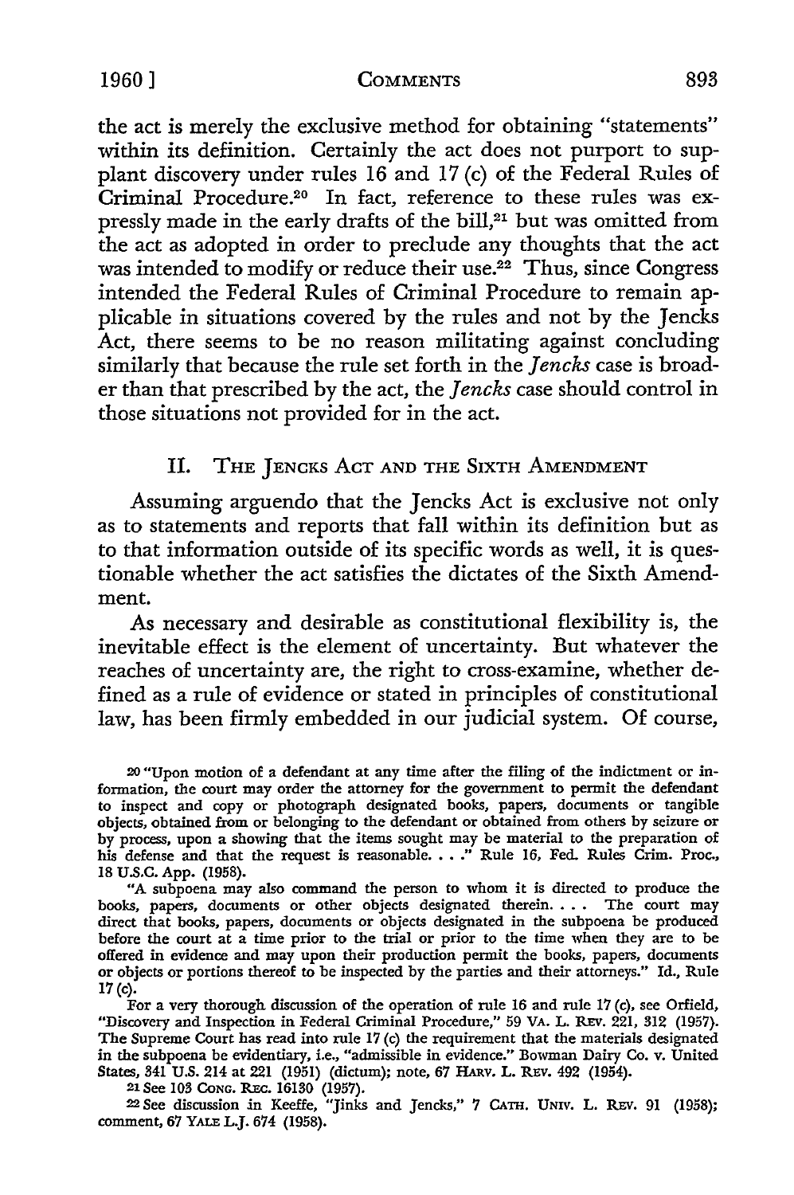the act is merely the exclusive method for obtaining "statements" within its definition. Certainly the act does not purport to supplant discovery under rules 16 and 17 (c) of the Federal Rules of Criminal Procedure.[20] In fact, reference to these rules was expressly made in the early drafts of the bill,[21] but was omitted from the act as adopted in order to preclude any thoughts that the act was intended to modify or reduce their use.[22] Thus, since Congress intended the Federal Rules of Criminal Procedure to remain applicable in situations covered by the rules and not by the Jencks Act, there seems to be no reason militating against concluding similarly that because the rule set forth in the *Jencks* case is broader than that prescribed by the act, the *Jencks* case should control in those situations not provided for in the act.

## II. The Jencks Act and the Sixth Amendment

Assuming arguendo that the Jencks Act is exclusive not only as to statements and reports that fall within its definition but as to that information outside of its specific words as well, it is questionable whether the act satisfies the dictates of the Sixth Amendment.

As necessary and desirable as constitutional flexibility is, the inevitable effect is the element of uncertainty. But whatever the reaches of uncertainty are, the right to cross-examine, whether defined as a rule of evidence or stated in principles of constitutional law, has been firmly embedded in our judicial system. Of course,

---

[20] "Upon motion of a defendant at any time after the filing of the indictment or information, the court may order the attorney for the government to permit the defendant to inspect and copy or photograph designated books, papers, documents or tangible objects, obtained from or belonging to the defendant or obtained from others by seizure or by process, upon a showing that the items sought may be material to the preparation of his defense and that the request is reasonable. . . ." Rule 16, Fed. Rules Crim. Proc., 18 U.S.C. App. (1958).

"A subpoena may also command the person to whom it is directed to produce the books, papers, documents or other objects designated therein. . . . The court may direct that books, papers, documents or objects designated in the subpoena be produced before the court at a time prior to the trial or prior to the time when they are to be offered in evidence and may upon their production permit the books, papers, documents or objects or portions thereof to be inspected by the parties and their attorneys." Id., Rule 17 (c).

For a very thorough discussion of the operation of rule 16 and rule 17 (c), see Orfield, "Discovery and Inspection in Federal Criminal Procedure," 59 Va. L. Rev. 221, 312 (1957). The Supreme Court has read into rule 17 (c) the requirement that the materials designated in the subpoena be evidentiary, i.e., "admissible in evidence." Bowman Dairy Co. v. United States, 341 U.S. 214 at 221 (1951) (dictum); note, 67 Harv. L. Rev. 492 (1954).

[21] See 103 Cong. Rec. 16130 (1957).

[22] See discussion in Keeffe, "Jinks and Jencks," 7 Cath. Univ. L. Rev. 91 (1958); comment, 67 Yale L.J. 674 (1958).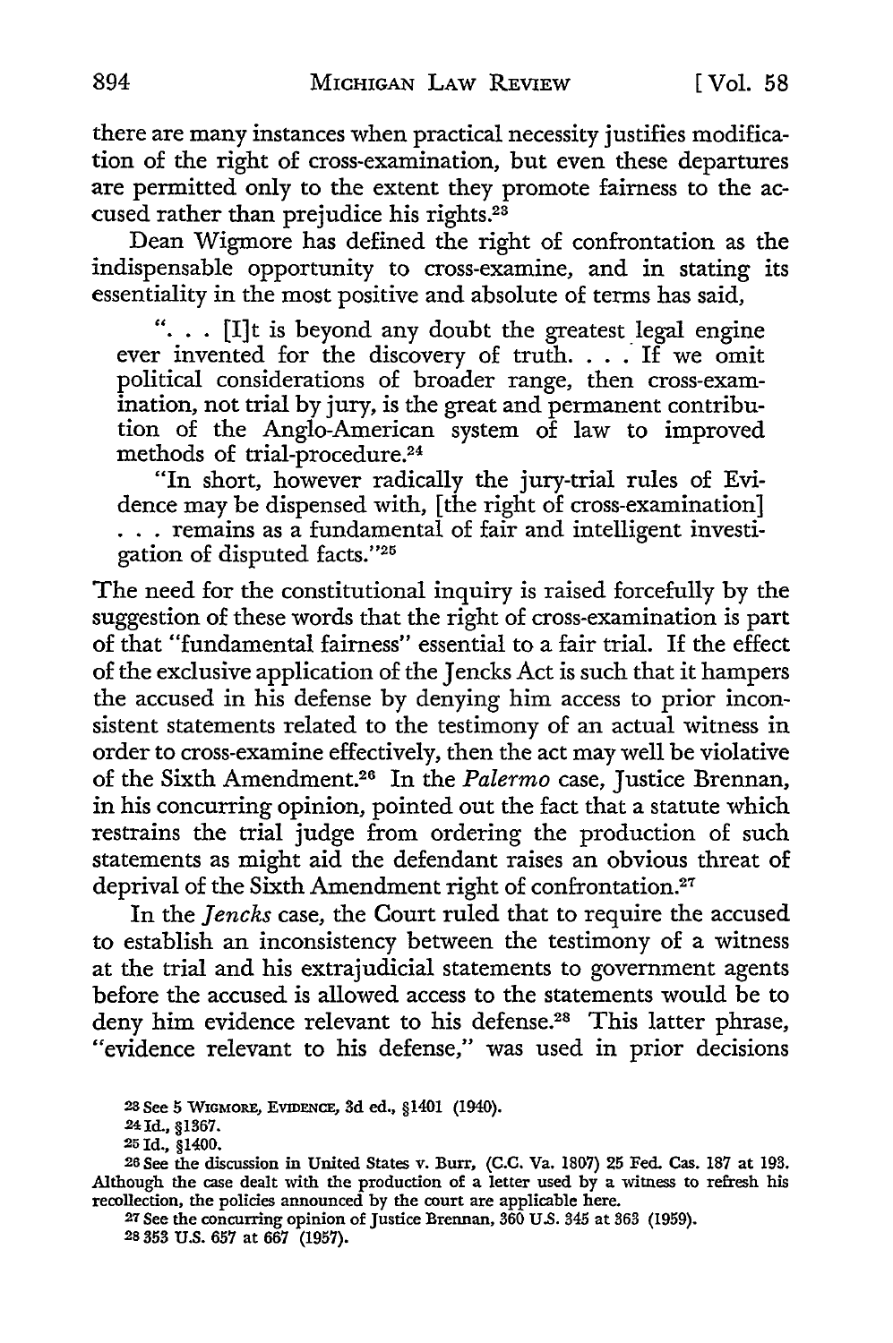there are many instances when practical necessity justifies modification of the right of cross-examination, but even these departures are permitted only to the extent they promote fairness to the accused rather than prejudice his rights.[23]

Dean Wigmore has defined the right of confrontation as the indispensable opportunity to cross-examine, and in stating its essentiality in the most positive and absolute of terms has said,

> ". . . [I]t is beyond any doubt the greatest legal engine ever invented for the discovery of truth. . . . If we omit political considerations of broader range, then cross-examination, not trial by jury, is the great and permanent contribution of the Anglo-American system of law to improved methods of trial-procedure.[24]
>
> "In short, however radically the jury-trial rules of Evidence may be dispensed with, [the right of cross-examination] . . . remains as a fundamental of fair and intelligent investigation of disputed facts."[25]

The need for the constitutional inquiry is raised forcefully by the suggestion of these words that the right of cross-examination is part of that "fundamental fairness" essential to a fair trial. If the effect of the exclusive application of the Jencks Act is such that it hampers the accused in his defense by denying him access to prior inconsistent statements related to the testimony of an actual witness in order to cross-examine effectively, then the act may well be violative of the Sixth Amendment.[26] In the *Palermo* case, Justice Brennan, in his concurring opinion, pointed out the fact that a statute which restrains the trial judge from ordering the production of such statements as might aid the defendant raises an obvious threat of deprival of the Sixth Amendment right of confrontation.[27]

In the *Jencks* case, the Court ruled that to require the accused to establish an inconsistency between the testimony of a witness at the trial and his extrajudicial statements to government agents before the accused is allowed access to the statements would be to deny him evidence relevant to his defense.[28] This latter phrase, "evidence relevant to his defense," was used in prior decisions

---

[23] See 5 Wigmore, Evidence, 3d ed., §1401 (1940).

[24] Id., §1367.

[25] Id., §1400.

[26] See the discussion in United States v. Burr, (C.C. Va. 1807) 25 Fed. Cas. 187 at 193. Although the case dealt with the production of a letter used by a witness to refresh his recollection, the policies announced by the court are applicable here.

[27] See the concurring opinion of Justice Brennan, 360 U.S. 345 at 363 (1959).

[28] 353 U.S. 657 at 667 (1957).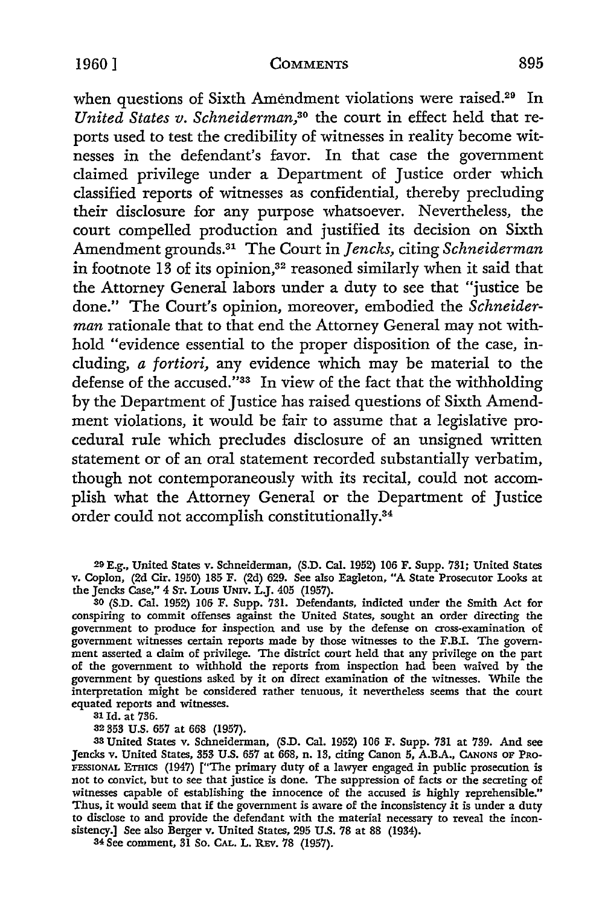when questions of Sixth Amendment violations were raised.[29] In *United States v. Schneiderman*,[30] the court in effect held that reports used to test the credibility of witnesses in reality become witnesses in the defendant's favor. In that case the government claimed privilege under a Department of Justice order which classified reports of witnesses as confidential, thereby precluding their disclosure for any purpose whatsoever. Nevertheless, the court compelled production and justified its decision on Sixth Amendment grounds.[31] The Court in *Jencks*, citing *Schneiderman* in footnote 13 of its opinion,[32] reasoned similarly when it said that the Attorney General labors under a duty to see that "justice be done." The Court's opinion, moreover, embodied the *Schneiderman* rationale that to that end the Attorney General may not withhold "evidence essential to the proper disposition of the case, including, *a fortiori*, any evidence which may be material to the defense of the accused."[33] In view of the fact that the withholding by the Department of Justice has raised questions of Sixth Amendment violations, it would be fair to assume that a legislative procedural rule which precludes disclosure of an unsigned written statement or of an oral statement recorded substantially verbatim, though not contemporaneously with its recital, could not accomplish what the Attorney General or the Department of Justice order could not accomplish constitutionally.[34]

---

[29] E.g., United States v. Schneiderman, (S.D. Cal. 1952) 106 F. Supp. 731; United States v. Coplon, (2d Cir. 1950) 185 F. (2d) 629. See also Eagleton, "A State Prosecutor Looks at the Jencks Case," 4 St. Louis Univ. L.J. 405 (1957).

[30] (S.D. Cal. 1952) 106 F. Supp. 731. Defendants, indicted under the Smith Act for conspiring to commit offenses against the United States, sought an order directing the government to produce for inspection and use by the defense on cross-examination of government witnesses certain reports made by those witnesses to the F.B.I. The government asserted a claim of privilege. The district court held that any privilege on the part of the government to withhold the reports from inspection had been waived by the government by questions asked by it on direct examination of the witnesses. While the interpretation might be considered rather tenuous, it nevertheless seems that the court equated reports and witnesses.

[31] Id. at 736.

[32] 353 U.S. 657 at 668 (1957).

[33] United States v. Schneiderman, (S.D. Cal. 1952) 106 F. Supp. 731 at 739. And see Jencks v. United States, 353 U.S. 657 at 668, n. 13, citing Canon 5, A.B.A., Canons of Professional Ethics (1947) ["The primary duty of a lawyer engaged in public prosecution is not to convict, but to see that justice is done. The suppression of facts or the secreting of witnesses capable of establishing the innocence of the accused is highly reprehensible." Thus, it would seem that if the government is aware of the inconsistency it is under a duty to disclose to and provide the defendant with the material necessary to reveal the inconsistency.] See also Berger v. United States, 295 U.S. 78 at 88 (1934).

[34] See comment, 31 So. Cal. L. Rev. 78 (1957).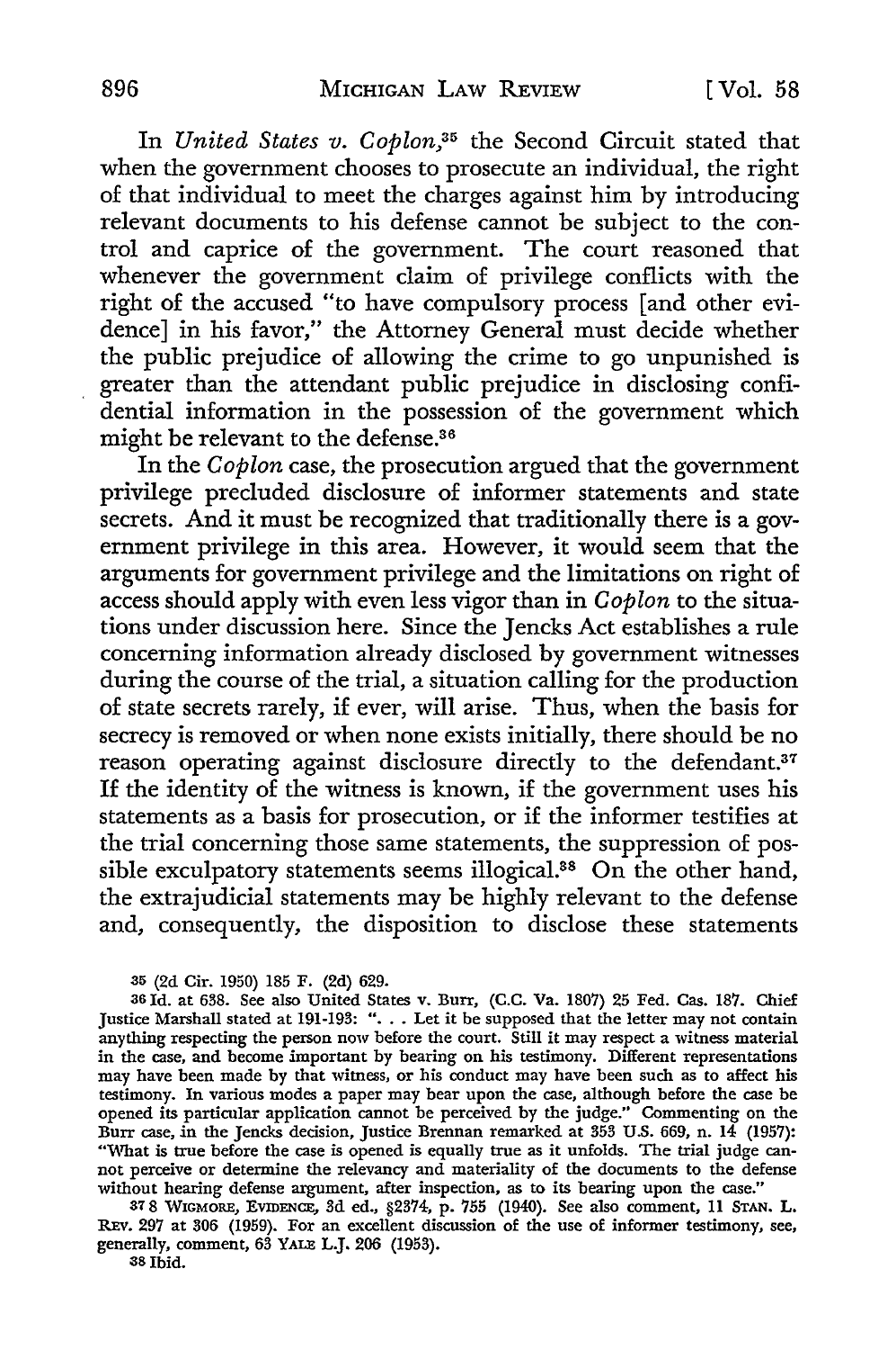In *United States v. Coplon*,[35] the Second Circuit stated that when the government chooses to prosecute an individual, the right of that individual to meet the charges against him by introducing relevant documents to his defense cannot be subject to the control and caprice of the government. The court reasoned that whenever the government claim of privilege conflicts with the right of the accused "to have compulsory process [and other evidence] in his favor," the Attorney General must decide whether the public prejudice of allowing the crime to go unpunished is greater than the attendant public prejudice in disclosing confidential information in the possession of the government which might be relevant to the defense.[36]

In the *Coplon* case, the prosecution argued that the government privilege precluded disclosure of informer statements and state secrets. And it must be recognized that traditionally there is a government privilege in this area. However, it would seem that the arguments for government privilege and the limitations on right of access should apply with even less vigor than in *Coplon* to the situations under discussion here. Since the Jencks Act establishes a rule concerning information already disclosed by government witnesses during the course of the trial, a situation calling for the production of state secrets rarely, if ever, will arise. Thus, when the basis for secrecy is removed or when none exists initially, there should be no reason operating against disclosure directly to the defendant.[37] If the identity of the witness is known, if the government uses his statements as a basis for prosecution, or if the informer testifies at the trial concerning those same statements, the suppression of possible exculpatory statements seems illogical.[38] On the other hand, the extrajudicial statements may be highly relevant to the defense and, consequently, the disposition to disclose these statements

[35] (2d Cir. 1950) 185 F. (2d) 629.

[36] Id. at 638. See also United States v. Burr, (C.C. Va. 1807) 25 Fed. Cas. 187. Chief Justice Marshall stated at 191-193: ". . . Let it be supposed that the letter may not contain anything respecting the person now before the court. Still it may respect a witness material in the case, and become important by bearing on his testimony. Different representations may have been made by that witness, or his conduct may have been such as to affect his testimony. In various modes a paper may bear upon the case, although before the case be opened its particular application cannot be perceived by the judge." Commenting on the Burr case, in the Jencks decision, Justice Brennan remarked at 353 U.S. 669, n. 14 (1957): "What is true before the case is opened is equally true as it unfolds. The trial judge cannot perceive or determine the relevancy and materiality of the documents to the defense without hearing defense argument, after inspection, as to its bearing upon the case."

[37] 8 WIGMORE, EVIDENCE, 3d ed., §2374, p. 755 (1940). See also comment, 11 STAN. L. REV. 297 at 306 (1959). For an excellent discussion of the use of informer testimony, see, generally, comment, 63 YALE L.J. 206 (1953).

[38] Ibid.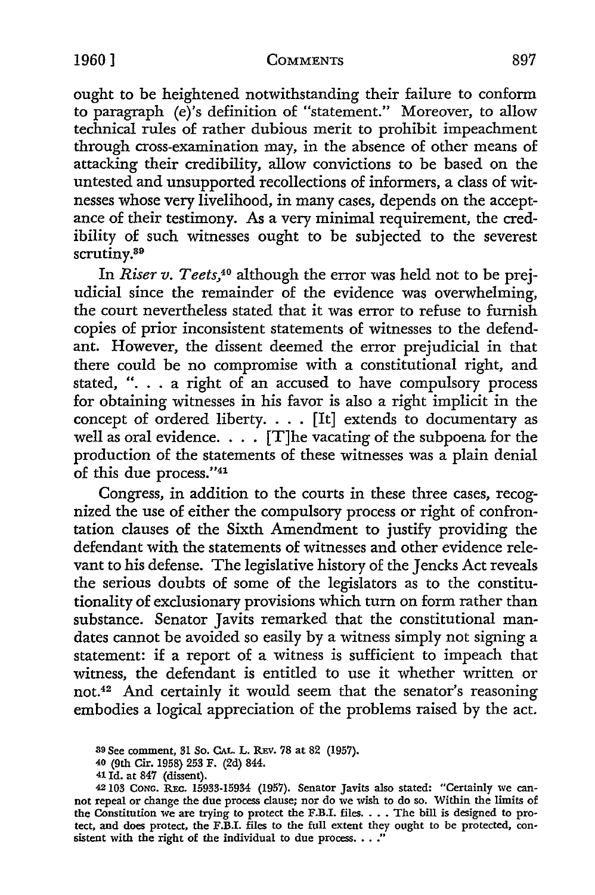ought to be heightened notwithstanding their failure to conform to paragraph (e)'s definition of "statement." Moreover, to allow technical rules of rather dubious merit to prohibit impeachment through cross-examination may, in the absence of other means of attacking their credibility, allow convictions to be based on the untested and unsupported recollections of informers, a class of witnesses whose very livelihood, in many cases, depends on the acceptance of their testimony. As a very minimal requirement, the credibility of such witnesses ought to be subjected to the severest scrutiny.[39]

In *Riser v. Teets*,[40] although the error was held not to be prejudicial since the remainder of the evidence was overwhelming, the court nevertheless stated that it was error to refuse to furnish copies of prior inconsistent statements of witnesses to the defendant. However, the dissent deemed the error prejudicial in that there could be no compromise with a constitutional right, and stated, ". . . a right of an accused to have compulsory process for obtaining witnesses in his favor is also a right implicit in the concept of ordered liberty. . . . [It] extends to documentary as well as oral evidence. . . . [T]he vacating of the subpoena for the production of the statements of these witnesses was a plain denial of this due process."[41]

Congress, in addition to the courts in these three cases, recognized the use of either the compulsory process or right of confrontation clauses of the Sixth Amendment to justify providing the defendant with the statements of witnesses and other evidence relevant to his defense. The legislative history of the Jencks Act reveals the serious doubts of some of the legislators as to the constitutionality of exclusionary provisions which turn on form rather than substance. Senator Javits remarked that the constitutional mandates cannot be avoided so easily by a witness simply not signing a statement: if a report of a witness is sufficient to impeach that witness, the defendant is entitled to use it whether written or not.[42] And certainly it would seem that the senator's reasoning embodies a logical appreciation of the problems raised by the act.

---

[39] See comment, 31 So. Cal. L. Rev. 78 at 82 (1957).

[40] (9th Cir. 1958) 253 F. (2d) 844.

[41] Id. at 847 (dissent).

[42] 103 Cong. Rec. 15933-15934 (1957). Senator Javits also stated: "Certainly we cannot repeal or change the due process clause; nor do we wish to do so. Within the limits of the Constitution we are trying to protect the F.B.I. files. . . . The bill is designed to protect, and does protect, the F.B.I. files to the full extent they ought to be protected, consistent with the right of the individual to due process. . . ."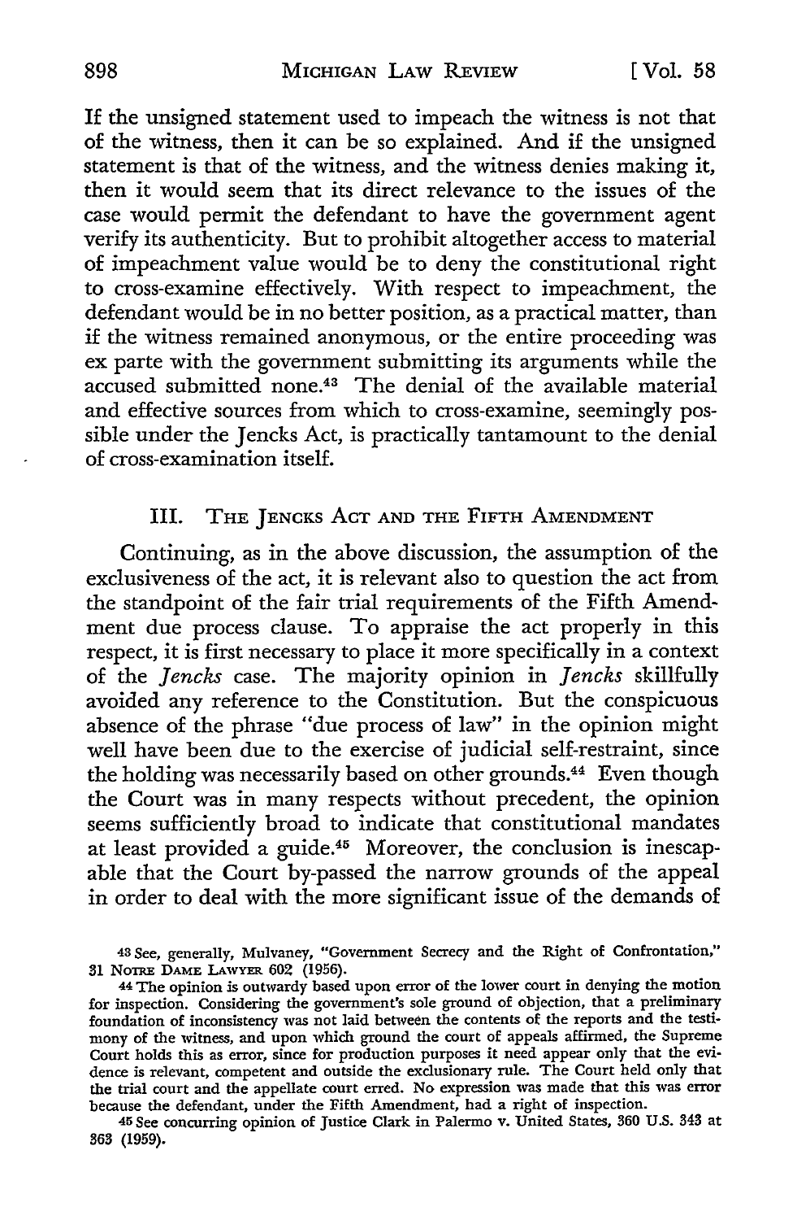If the unsigned statement used to impeach the witness is not that of the witness, then it can be so explained. And if the unsigned statement is that of the witness, and the witness denies making it, then it would seem that its direct relevance to the issues of the case would permit the defendant to have the government agent verify its authenticity. But to prohibit altogether access to material of impeachment value would be to deny the constitutional right to cross-examine effectively. With respect to impeachment, the defendant would be in no better position, as a practical matter, than if the witness remained anonymous, or the entire proceeding was ex parte with the government submitting its arguments while the accused submitted none.[43] The denial of the available material and effective sources from which to cross-examine, seemingly possible under the Jencks Act, is practically tantamount to the denial of cross-examination itself.

## III. The Jencks Act and the Fifth Amendment

Continuing, as in the above discussion, the assumption of the exclusiveness of the act, it is relevant also to question the act from the standpoint of the fair trial requirements of the Fifth Amendment due process clause. To appraise the act properly in this respect, it is first necessary to place it more specifically in a context of the *Jencks* case. The majority opinion in *Jencks* skillfully avoided any reference to the Constitution. But the conspicuous absence of the phrase "due process of law" in the opinion might well have been due to the exercise of judicial self-restraint, since the holding was necessarily based on other grounds.[44] Even though the Court was in many respects without precedent, the opinion seems sufficiently broad to indicate that constitutional mandates at least provided a guide.[45] Moreover, the conclusion is inescapable that the Court by-passed the narrow grounds of the appeal in order to deal with the more significant issue of the demands of

[43] See, generally, Mulvaney, "Government Secrecy and the Right of Confrontation," 31 Notre Dame Lawyer 602 (1956).

[44] The opinion is outwardly based upon error of the lower court in denying the motion for inspection. Considering the government's sole ground of objection, that a preliminary foundation of inconsistency was not laid between the contents of the reports and the testimony of the witness, and upon which ground the court of appeals affirmed, the Supreme Court holds this as error, since for production purposes it need appear only that the evidence is relevant, competent and outside the exclusionary rule. The Court held only that the trial court and the appellate court erred. No expression was made that this was error because the defendant, under the Fifth Amendment, had a right of inspection.

[45] See concurring opinion of Justice Clark in Palermo v. United States, 360 U.S. 343 at 363 (1959).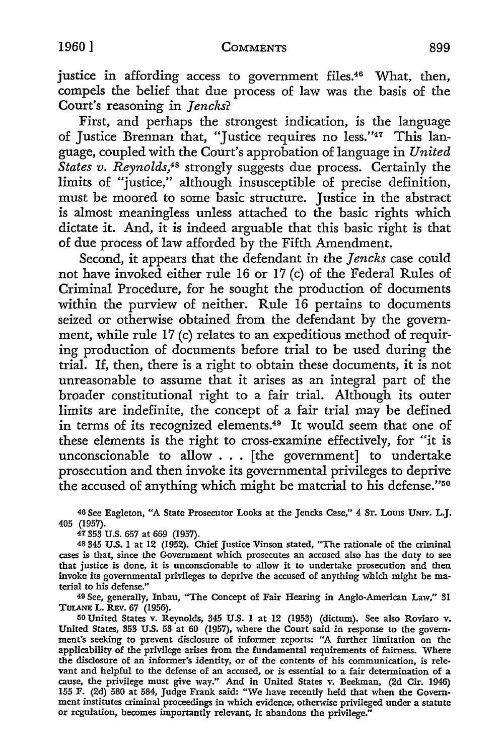justice in affording access to government files.[46] What, then, compels the belief that due process of law was the basis of the Court's reasoning in *Jencks*?

First, and perhaps the strongest indication, is the language of Justice Brennan that, "Justice requires no less."[47] This language, coupled with the Court's approbation of language in *United States v. Reynolds*,[48] strongly suggests due process. Certainly the limits of "justice," although insusceptible of precise definition, must be moored to some basic structure. Justice in the abstract is almost meaningless unless attached to the basic rights which dictate it. And, it is indeed arguable that this basic right is that of due process of law afforded by the Fifth Amendment.

Second, it appears that the defendant in the *Jencks* case could not have invoked either rule 16 or 17 (c) of the Federal Rules of Criminal Procedure, for he sought the production of documents within the purview of neither. Rule 16 pertains to documents seized or otherwise obtained from the defendant by the government, while rule 17 (c) relates to an expeditious method of requiring production of documents before trial to be used during the trial. If, then, there is a right to obtain these documents, it is not unreasonable to assume that it arises as an integral part of the broader constitutional right to a fair trial. Although its outer limits are indefinite, the concept of a fair trial may be defined in terms of its recognized elements.[49] It would seem that one of these elements is the right to cross-examine effectively, for "it is unconscionable to allow . . . [the government] to undertake prosecution and then invoke its governmental privileges to deprive the accused of anything which might be material to his defense."[50]

[46] See Eagleton, "A State Prosecutor Looks at the Jencks Case," 4 St. Louis Univ. L.J. 405 (1957).

[47] 353 U.S. 657 at 669 (1957).

[48] 345 U.S. 1 at 12 (1952). Chief Justice Vinson stated, "The rationale of the criminal cases is that, since the Government which prosecutes an accused also has the duty to see that justice is done, it is unconscionable to allow it to undertake prosecution and then invoke its governmental privileges to deprive the accused of anything which might be material to his defense."

[49] See, generally, Inbau, "The Concept of Fair Hearing in Anglo-American Law," 31 Tulane L. Rev. 67 (1956).

[50] United States v. Reynolds, 345 U.S. 1 at 12 (1953) (dictum). See also Roviaro v. United States, 353 U.S. 53 at 60 (1957), where the Court said in response to the government's seeking to prevent disclosure of informer reports: "A further limitation on the applicability of the privilege arises from the fundamental requirements of fairness. Where the disclosure of an informer's identity, or of the contents of his communication, is relevant and helpful to the defense of an accused, or is essential to a fair determination of a cause, the privilege must give way." And in United States v. Beekman, (2d Cir. 1946) 155 F. (2d) 580 at 584, Judge Frank said: "We have recently held that when the Government institutes criminal proceedings in which evidence, otherwise privileged under a statute or regulation, becomes importantly relevant, it abandons the privilege."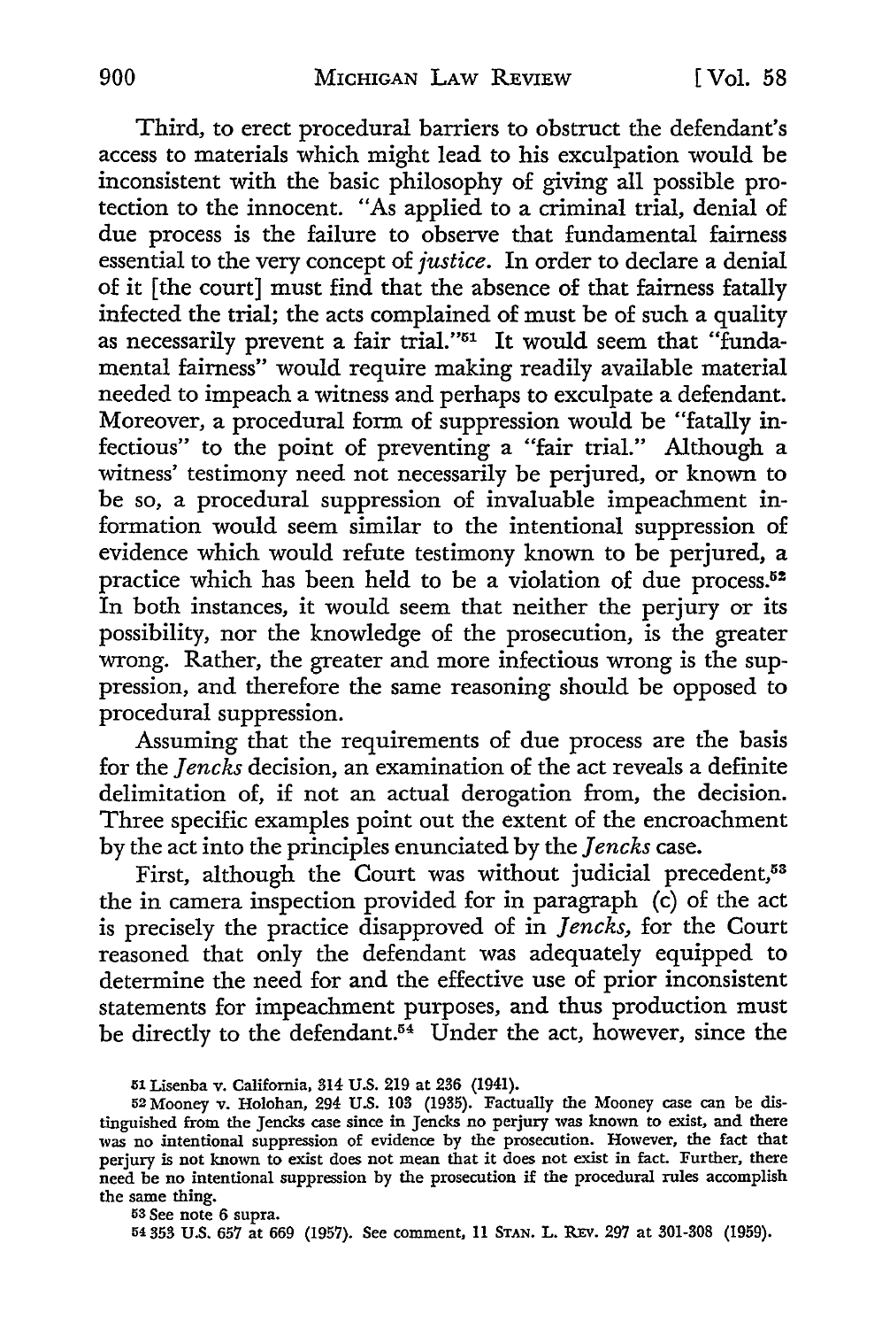Third, to erect procedural barriers to obstruct the defendant's access to materials which might lead to his exculpation would be inconsistent with the basic philosophy of giving all possible protection to the innocent. "As applied to a criminal trial, denial of due process is the failure to observe that fundamental fairness essential to the very concept of *justice*. In order to declare a denial of it [the court] must find that the absence of that fairness fatally infected the trial; the acts complained of must be of such a quality as necessarily prevent a fair trial."[51] It would seem that "fundamental fairness" would require making readily available material needed to impeach a witness and perhaps to exculpate a defendant. Moreover, a procedural form of suppression would be "fatally infectious" to the point of preventing a "fair trial." Although a witness' testimony need not necessarily be perjured, or known to be so, a procedural suppression of invaluable impeachment information would seem similar to the intentional suppression of evidence which would refute testimony known to be perjured, a practice which has been held to be a violation of due process.[52] In both instances, it would seem that neither the perjury or its possibility, nor the knowledge of the prosecution, is the greater wrong. Rather, the greater and more infectious wrong is the suppression, and therefore the same reasoning should be opposed to procedural suppression.

Assuming that the requirements of due process are the basis for the *Jencks* decision, an examination of the act reveals a definite delimitation of, if not an actual derogation from, the decision. Three specific examples point out the extent of the encroachment by the act into the principles enunciated by the *Jencks* case.

First, although the Court was without judicial precedent,[53] the in camera inspection provided for in paragraph (c) of the act is precisely the practice disapproved of in *Jencks*, for the Court reasoned that only the defendant was adequately equipped to determine the need for and the effective use of prior inconsistent statements for impeachment purposes, and thus production must be directly to the defendant.[54] Under the act, however, since the

---

[51] Lisenba v. California, 314 U.S. 219 at 236 (1941).

[52] Mooney v. Holohan, 294 U.S. 103 (1935). Factually the Mooney case can be distinguished from the Jencks case since in Jencks no perjury was known to exist, and there was no intentional suppression of evidence by the prosecution. However, the fact that perjury is not known to exist does not mean that it does not exist in fact. Further, there need be no intentional suppression by the prosecution if the procedural rules accomplish the same thing.

[53] See note 6 supra.

[54] 353 U.S. 657 at 669 (1957). See comment, 11 STAN. L. REV. 297 at 301-308 (1959).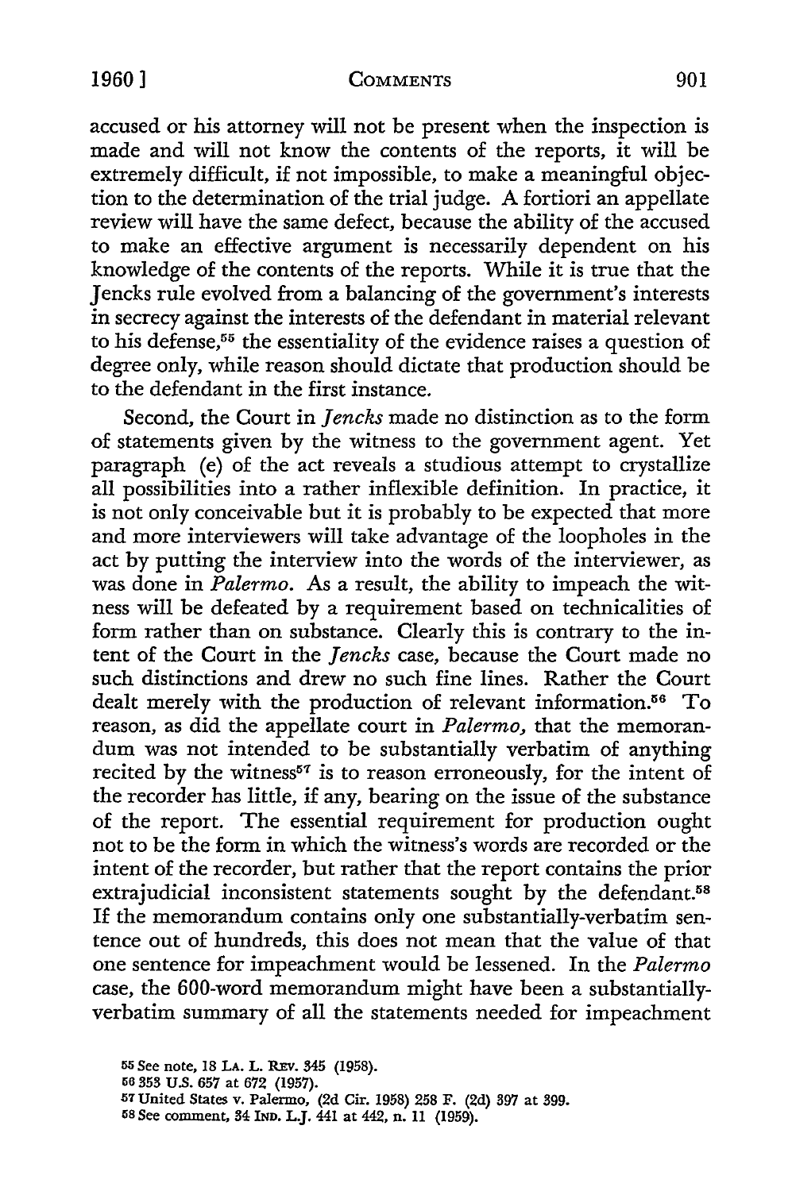accused or his attorney will not be present when the inspection is made and will not know the contents of the reports, it will be extremely difficult, if not impossible, to make a meaningful objection to the determination of the trial judge. A fortiori an appellate review will have the same defect, because the ability of the accused to make an effective argument is necessarily dependent on his knowledge of the contents of the reports. While it is true that the Jencks rule evolved from a balancing of the government's interests in secrecy against the interests of the defendant in material relevant to his defense,[55] the essentiality of the evidence raises a question of degree only, while reason should dictate that production should be to the defendant in the first instance.

Second, the Court in *Jencks* made no distinction as to the form of statements given by the witness to the government agent. Yet paragraph (e) of the act reveals a studious attempt to crystallize all possibilities into a rather inflexible definition. In practice, it is not only conceivable but it is probably to be expected that more and more interviewers will take advantage of the loopholes in the act by putting the interview into the words of the interviewer, as was done in *Palermo*. As a result, the ability to impeach the witness will be defeated by a requirement based on technicalities of form rather than on substance. Clearly this is contrary to the intent of the Court in the *Jencks* case, because the Court made no such distinctions and drew no such fine lines. Rather the Court dealt merely with the production of relevant information.[56] To reason, as did the appellate court in *Palermo*, that the memorandum was not intended to be substantially verbatim of anything recited by the witness[57] is to reason erroneously, for the intent of the recorder has little, if any, bearing on the issue of the substance of the report. The essential requirement for production ought not to be the form in which the witness's words are recorded or the intent of the recorder, but rather that the report contains the prior extrajudicial inconsistent statements sought by the defendant.[58] If the memorandum contains only one substantially-verbatim sentence out of hundreds, this does not mean that the value of that one sentence for impeachment would be lessened. In the *Palermo* case, the 600-word memorandum might have been a substantially-verbatim summary of all the statements needed for impeachment

[55] See note, 18 LA. L. REV. 345 (1958).

[56] 353 U.S. 657 at 672 (1957).

[57] United States v. Palermo, (2d Cir. 1958) 258 F. (2d) 397 at 399.

[58] See comment, 34 IND. L.J. 441 at 442, n. 11 (1959).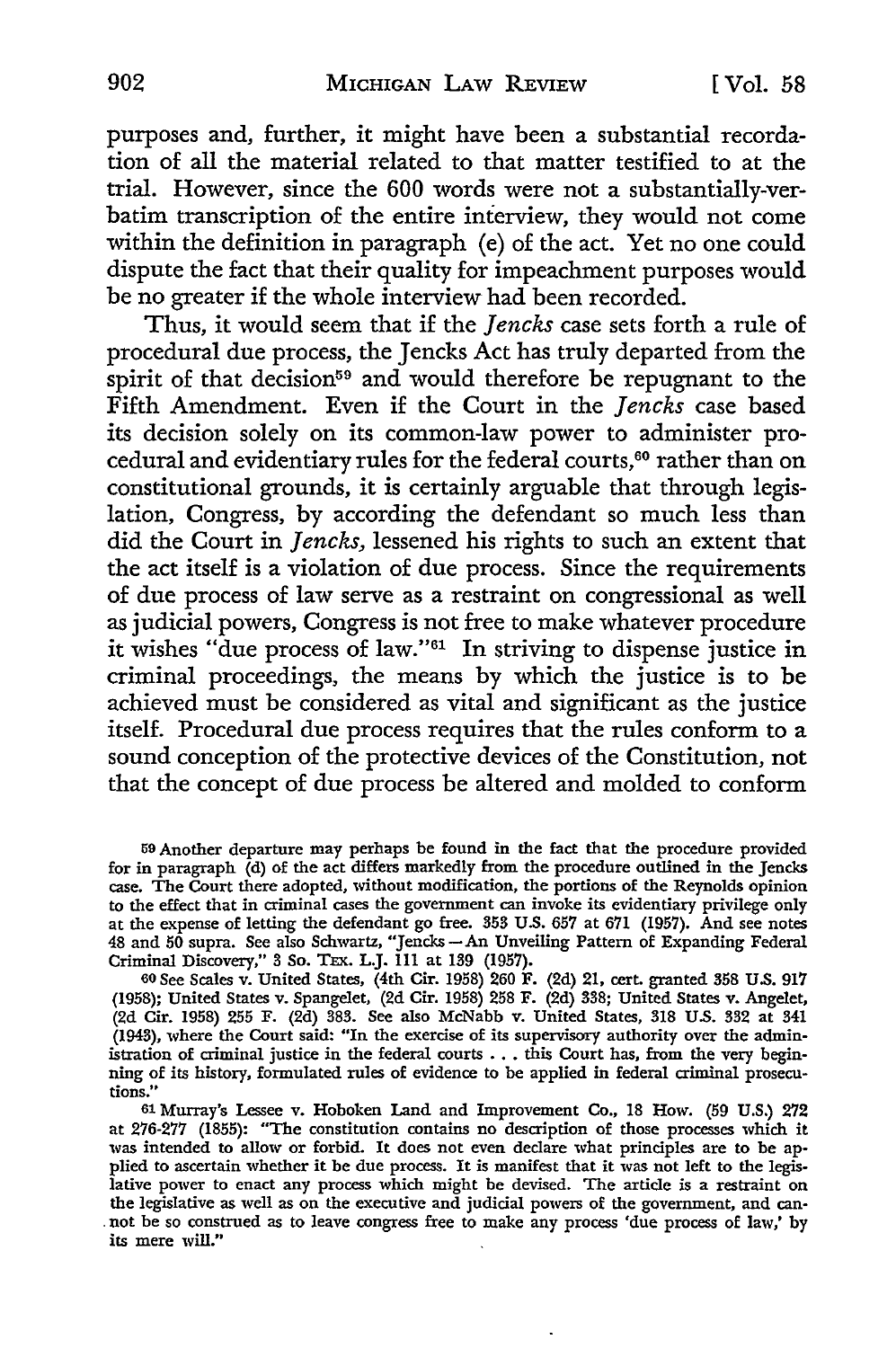purposes and, further, it might have been a substantial recordation of all the material related to that matter testified to at the trial. However, since the 600 words were not a substantially-verbatim transcription of the entire interview, they would not come within the definition in paragraph (e) of the act. Yet no one could dispute the fact that their quality for impeachment purposes would be no greater if the whole interview had been recorded.

Thus, it would seem that if the *Jencks* case sets forth a rule of procedural due process, the Jencks Act has truly departed from the spirit of that decision[59] and would therefore be repugnant to the Fifth Amendment. Even if the Court in the *Jencks* case based its decision solely on its common-law power to administer procedural and evidentiary rules for the federal courts,[60] rather than on constitutional grounds, it is certainly arguable that through legislation, Congress, by according the defendant so much less than did the Court in *Jencks,* lessened his rights to such an extent that the act itself is a violation of due process. Since the requirements of due process of law serve as a restraint on congressional as well as judicial powers, Congress is not free to make whatever procedure it wishes "due process of law."[61] In striving to dispense justice in criminal proceedings, the means by which the justice is to be achieved must be considered as vital and significant as the justice itself. Procedural due process requires that the rules conform to a sound conception of the protective devices of the Constitution, not that the concept of due process be altered and molded to conform

---

59 Another departure may perhaps be found in the fact that the procedure provided for in paragraph (d) of the act differs markedly from the procedure outlined in the Jencks case. The Court there adopted, without modification, the portions of the Reynolds opinion to the effect that in criminal cases the government can invoke its evidentiary privilege only at the expense of letting the defendant go free. 353 U.S. 657 at 671 (1957). And see notes 48 and 50 supra. See also Schwartz, "Jencks—An Unveiling Pattern of Expanding Federal Criminal Discovery," 3 So. Tex. L.J. 111 at 139 (1957).

60 See Scales v. United States, (4th Cir. 1958) 260 F. (2d) 21, cert. granted 358 U.S. 917 (1958); United States v. Spangelet, (2d Cir. 1958) 258 F. (2d) 338; United States v. Angelet, (2d Cir. 1958) 255 F. (2d) 383. See also McNabb v. United States, 318 U.S. 332 at 341 (1943), where the Court said: "In the exercise of its supervisory authority over the administration of criminal justice in the federal courts . . . this Court has, from the very beginning of its history, formulated rules of evidence to be applied in federal criminal prosecutions."

61 Murray's Lessee v. Hoboken Land and Improvement Co., 18 How. (59 U.S.) 272 at 276-277 (1855): "The constitution contains no description of those processes which it was intended to allow or forbid. It does not even declare what principles are to be applied to ascertain whether it be due process. It is manifest that it was not left to the legislative power to enact any process which might be devised. The article is a restraint on the legislative as well as on the executive and judicial powers of the government, and cannot be so construed as to leave congress free to make any process 'due process of law,' by its mere will."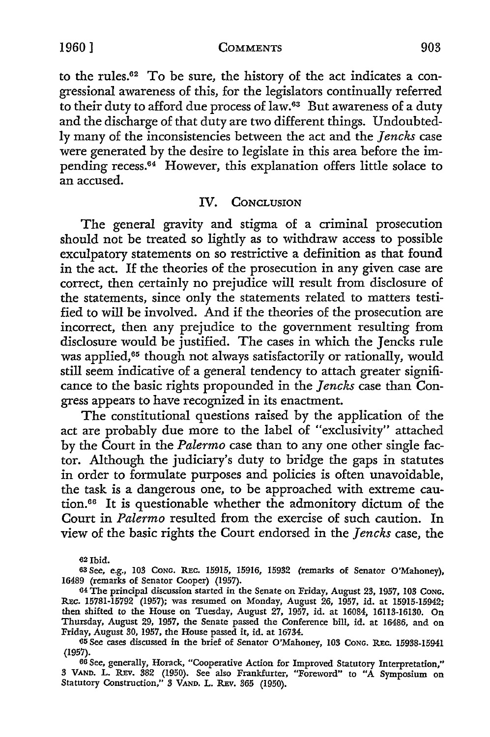to the rules.[62] To be sure, the history of the act indicates a congressional awareness of this, for the legislators continually referred to their duty to afford due process of law.[63] But awareness of a duty and the discharge of that duty are two different things. Undoubtedly many of the inconsistencies between the act and the *Jencks* case were generated by the desire to legislate in this area before the impending recess.[64] However, this explanation offers little solace to an accused.

## IV. Conclusion

The general gravity and stigma of a criminal prosecution should not be treated so lightly as to withdraw access to possible exculpatory statements on so restrictive a definition as that found in the act. If the theories of the prosecution in any given case are correct, then certainly no prejudice will result from disclosure of the statements, since only the statements related to matters testified to will be involved. And if the theories of the prosecution are incorrect, then any prejudice to the government resulting from disclosure would be justified. The cases in which the Jencks rule was applied,[65] though not always satisfactorily or rationally, would still seem indicative of a general tendency to attach greater significance to the basic rights propounded in the *Jencks* case than Congress appears to have recognized in its enactment.

The constitutional questions raised by the application of the act are probably due more to the label of "exclusivity" attached by the Court in the *Palermo* case than to any one other single factor. Although the judiciary's duty to bridge the gaps in statutes in order to formulate purposes and policies is often unavoidable, the task is a dangerous one, to be approached with extreme caution.[66] It is questionable whether the admonitory dictum of the Court in *Palermo* resulted from the exercise of such caution. In view of the basic rights the Court endorsed in the *Jencks* case, the

---

[62] Ibid.

[63] See, e.g., 103 Cong. Rec. 15915, 15916, 15932 (remarks of Senator O'Mahoney), 16489 (remarks of Senator Cooper) (1957).

[64] The principal discussion started in the Senate on Friday, August 23, 1957, 103 Cong. Rec. 15781-15792 (1957); was resumed on Monday, August 26, 1957, id. at 15915-15942; then shifted to the House on Tuesday, August 27, 1957, id. at 16084, 16113-16130. On Thursday, August 29, 1957, the Senate passed the Conference bill, id. at 16486, and on Friday, August 30, 1957, the House passed it, id. at 16734.

[65] See cases discussed in the brief of Senator O'Mahoney, 103 Cong. Rec. 15938-15941 (1957).

[66] See, generally, Horack, "Cooperative Action for Improved Statutory Interpretation," 3 Vand. L. Rev. 382 (1950). See also Frankfurter, "Foreword" to "A Symposium on Statutory Construction," 3 Vand. L. Rev. 365 (1950).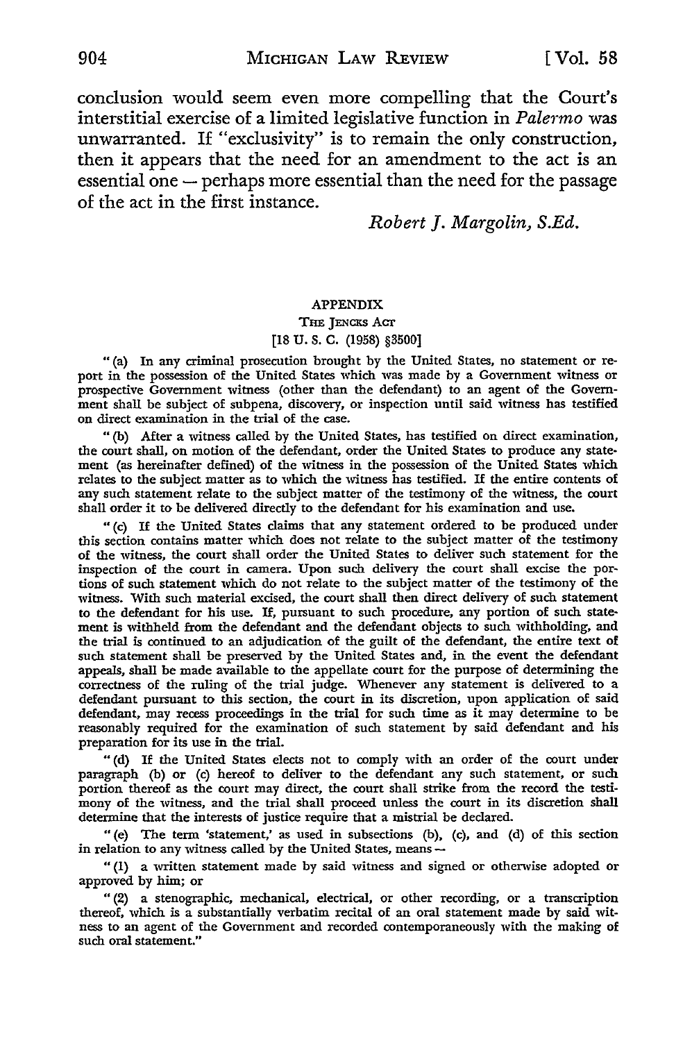conclusion would seem even more compelling that the Court's interstitial exercise of a limited legislative function in *Palermo* was unwarranted. If "exclusivity" is to remain the only construction, then it appears that the need for an amendment to the act is an essential one — perhaps more essential than the need for the passage of the act in the first instance.

*Robert J. Margolin, S.Ed.*

## APPENDIX

### THE JENCKS ACT

### [18 U. S. C. (1958) §3500]

"(a) In any criminal prosecution brought by the United States, no statement or report in the possession of the United States which was made by a Government witness or prospective Government witness (other than the defendant) to an agent of the Government shall be subject of subpena, discovery, or inspection until said witness has testified on direct examination in the trial of the case.

"(b) After a witness called by the United States, has testified on direct examination, the court shall, on motion of the defendant, order the United States to produce any statement (as hereinafter defined) of the witness in the possession of the United States which relates to the subject matter as to which the witness has testified. If the entire contents of any such statement relate to the subject matter of the testimony of the witness, the court shall order it to be delivered directly to the defendant for his examination and use.

"(c) If the United States claims that any statement ordered to be produced under this section contains matter which does not relate to the subject matter of the testimony of the witness, the court shall order the United States to deliver such statement for the inspection of the court in camera. Upon such delivery the court shall excise the portions of such statement which do not relate to the subject matter of the testimony of the witness. With such material excised, the court shall then direct delivery of such statement to the defendant for his use. If, pursuant to such procedure, any portion of such statement is withheld from the defendant and the defendant objects to such withholding, and the trial is continued to an adjudication of the guilt of the defendant, the entire text of such statement shall be preserved by the United States and, in the event the defendant appeals, shall be made available to the appellate court for the purpose of determining the correctness of the ruling of the trial judge. Whenever any statement is delivered to a defendant pursuant to this section, the court in its discretion, upon application of said defendant, may recess proceedings in the trial for such time as it may determine to be reasonably required for the examination of such statement by said defendant and his preparation for its use in the trial.

"(d) If the United States elects not to comply with an order of the court under paragraph (b) or (c) hereof to deliver to the defendant any such statement, or such portion thereof as the court may direct, the court shall strike from the record the testimony of the witness, and the trial shall proceed unless the court in its discretion shall determine that the interests of justice require that a mistrial be declared.

"(e) The term 'statement,' as used in subsections (b), (c), and (d) of this section in relation to any witness called by the United States, means —

"(1) a written statement made by said witness and signed or otherwise adopted or approved by him; or

"(2) a stenographic, mechanical, electrical, or other recording, or a transcription thereof, which is a substantially verbatim recital of an oral statement made by said witness to an agent of the Government and recorded contemporaneously with the making of such oral statement."